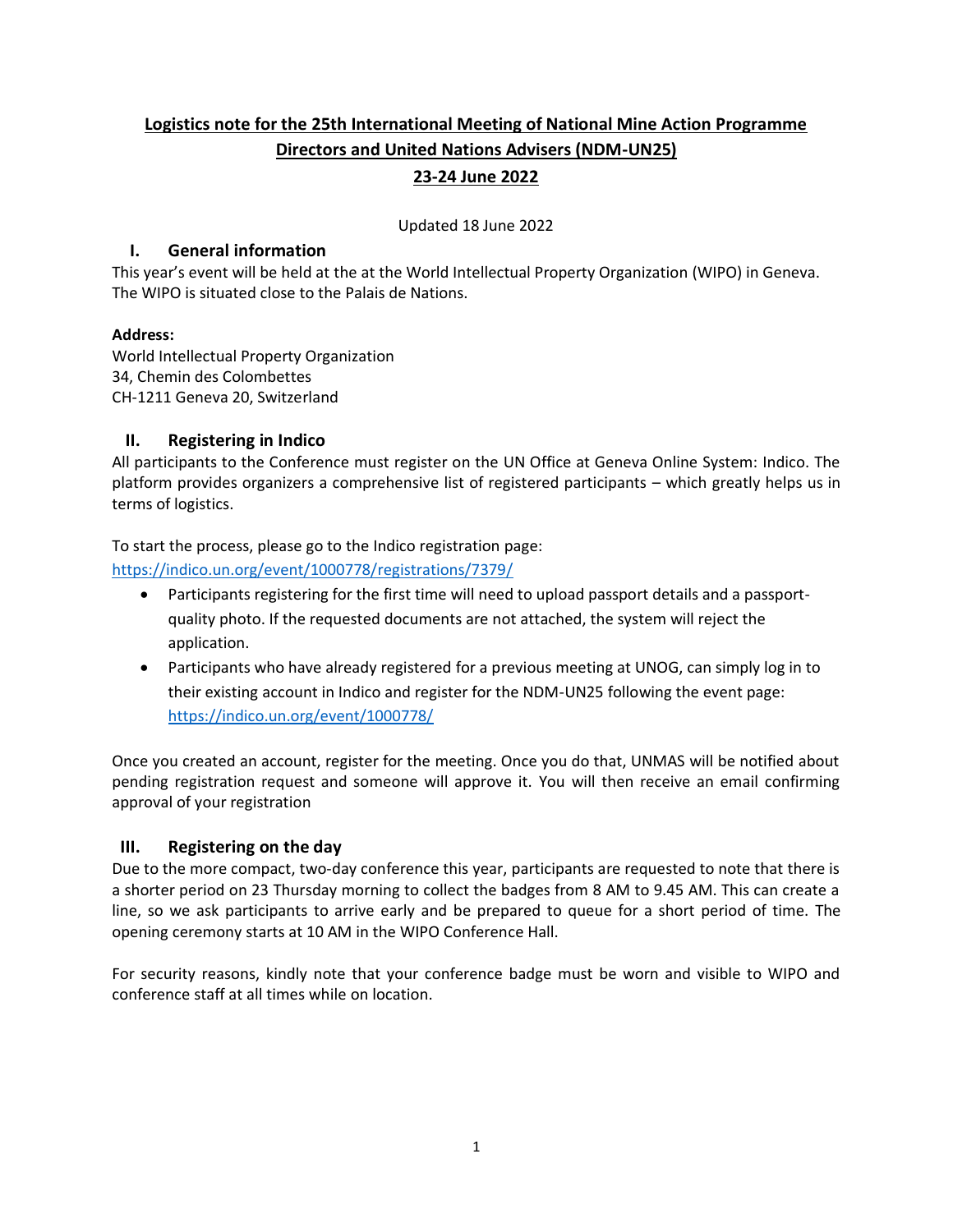# Logistics note for the 25th International Meeting of National Mine Action Programme Directors and United Nations Advisers (NDM-UN25)

## 23-24 June 2022

Updated 18 June 2022

## I. General information

This year's event will be held at the at the World Intellectual Property Organization (WIPO) in Geneva. The WIPO is situated close to the Palais de Nations.

**Address:**
World Intellectual Property Organization
34, Chemin des Colombettes
CH-1211 Geneva 20, Switzerland

## II. Registering in Indico

All participants to the Conference must register on the UN Office at Geneva Online System: Indico. The platform provides organizers a comprehensive list of registered participants – which greatly helps us in terms of logistics.

To start the process, please go to the Indico registration page:
https://indico.un.org/event/1000778/registrations/7379/

- Participants registering for the first time will need to upload passport details and a passport-quality photo. If the requested documents are not attached, the system will reject the application.
- Participants who have already registered for a previous meeting at UNOG, can simply log in to their existing account in Indico and register for the NDM-UN25 following the event page: https://indico.un.org/event/1000778/

Once you created an account, register for the meeting. Once you do that, UNMAS will be notified about pending registration request and someone will approve it. You will then receive an email confirming approval of your registration

## III. Registering on the day

Due to the more compact, two-day conference this year, participants are requested to note that there is a shorter period on 23 Thursday morning to collect the badges from 8 AM to 9.45 AM. This can create a line, so we ask participants to arrive early and be prepared to queue for a short period of time. The opening ceremony starts at 10 AM in the WIPO Conference Hall.

For security reasons, kindly note that your conference badge must be worn and visible to WIPO and conference staff at all times while on location.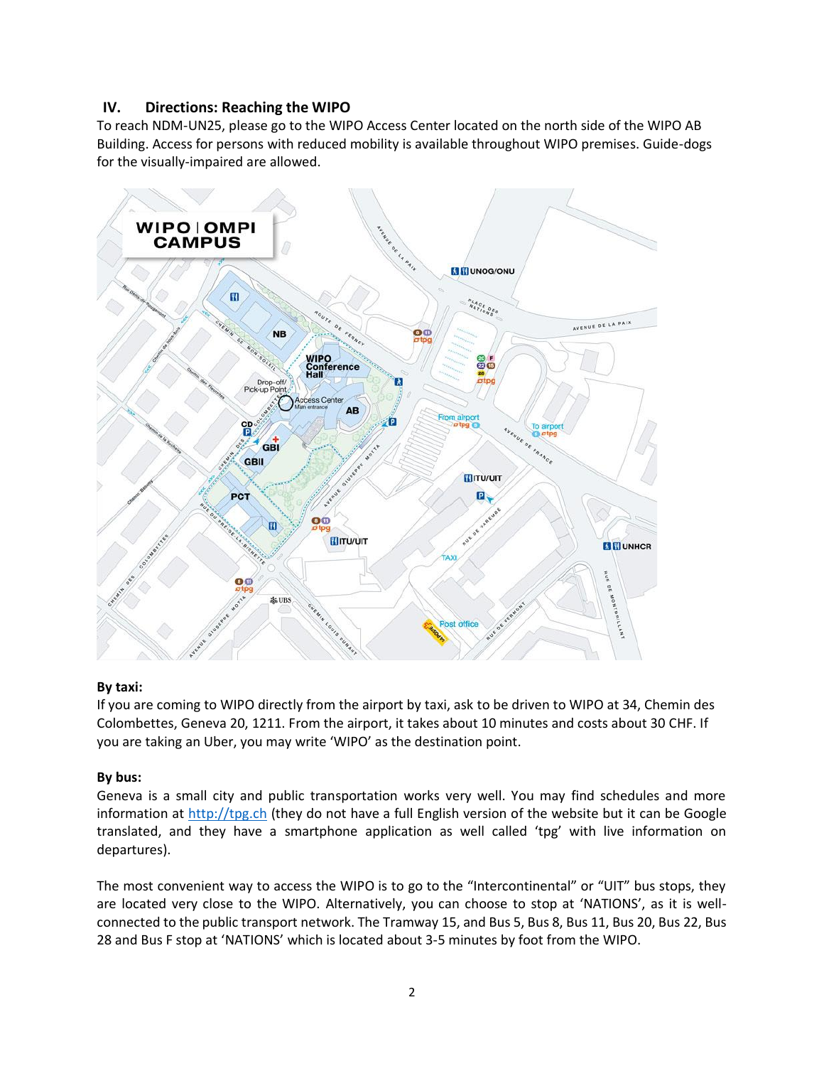## IV. Directions: Reaching the WIPO

To reach NDM-UN25, please go to the WIPO Access Center located on the north side of the WIPO AB Building. Access for persons with reduced mobility is available throughout WIPO premises. Guide-dogs for the visually-impaired are allowed.

**By taxi:**

If you are coming to WIPO directly from the airport by taxi, ask to be driven to WIPO at 34, Chemin des Colombettes, Geneva 20, 1211. From the airport, it takes about 10 minutes and costs about 30 CHF. If you are taking an Uber, you may write 'WIPO' as the destination point.

**By bus:**

Geneva is a small city and public transportation works very well. You may find schedules and more information at http://tpg.ch (they do not have a full English version of the website but it can be Google translated, and they have a smartphone application as well called 'tpg' with live information on departures).

The most convenient way to access the WIPO is to go to the "Intercontinental" or "UIT" bus stops, they are located very close to the WIPO. Alternatively, you can choose to stop at 'NATIONS', as it is well-connected to the public transport network. The Tramway 15, and Bus 5, Bus 8, Bus 11, Bus 20, Bus 22, Bus 28 and Bus F stop at 'NATIONS' which is located about 3-5 minutes by foot from the WIPO.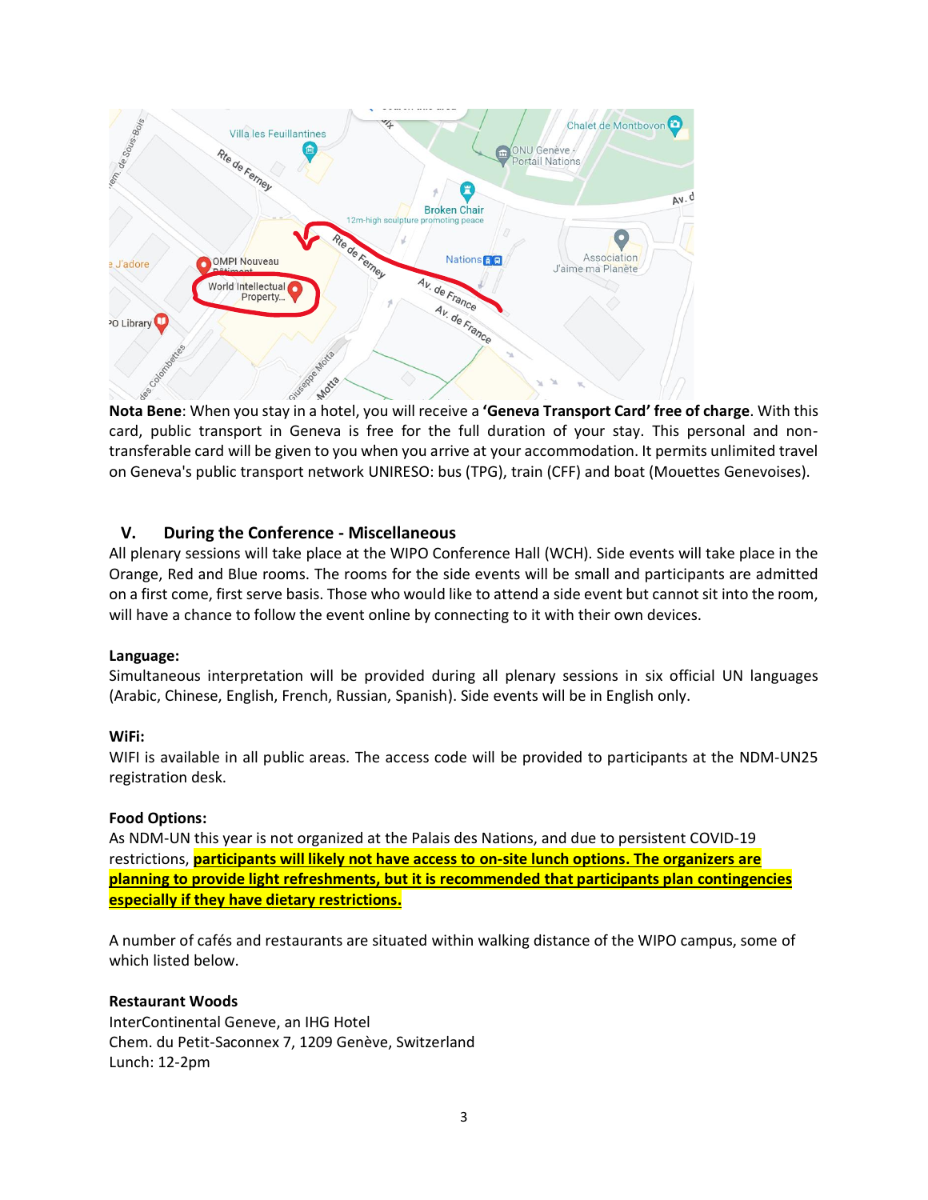**Nota Bene**: When you stay in a hotel, you will receive a **'Geneva Transport Card' free of charge**. With this card, public transport in Geneva is free for the full duration of your stay. This personal and non-transferable card will be given to you when you arrive at your accommodation. It permits unlimited travel on Geneva's public transport network UNIRESO: bus (TPG), train (CFF) and boat (Mouettes Genevoises).

## V. During the Conference - Miscellaneous

All plenary sessions will take place at the WIPO Conference Hall (WCH). Side events will take place in the Orange, Red and Blue rooms. The rooms for the side events will be small and participants are admitted on a first come, first serve basis. Those who would like to attend a side event but cannot sit into the room, will have a chance to follow the event online by connecting to it with their own devices.

**Language:**

Simultaneous interpretation will be provided during all plenary sessions in six official UN languages (Arabic, Chinese, English, French, Russian, Spanish). Side events will be in English only.

**WiFi:**

WIFI is available in all public areas. The access code will be provided to participants at the NDM-UN25 registration desk.

**Food Options:**

As NDM-UN this year is not organized at the Palais des Nations, and due to persistent COVID-19 restrictions, **participants will likely not have access to on-site lunch options. The organizers are planning to provide light refreshments, but it is recommended that participants plan contingencies especially if they have dietary restrictions.**

A number of cafés and restaurants are situated within walking distance of the WIPO campus, some of which listed below.

**Restaurant Woods**
InterContinental Geneve, an IHG Hotel
Chem. du Petit-Saconnex 7, 1209 Genève, Switzerland
Lunch: 12-2pm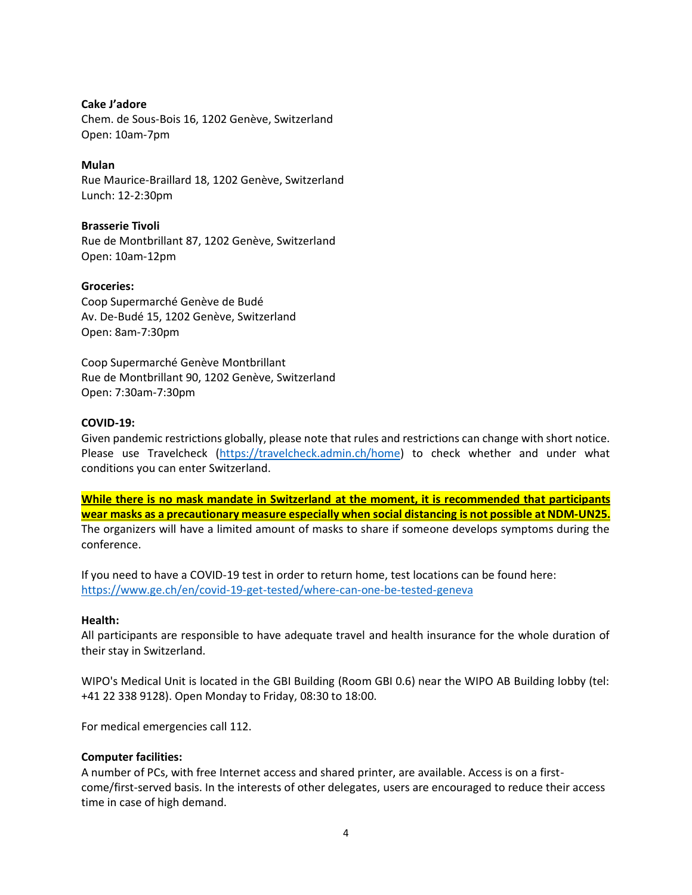**Cake J'adore**
Chem. de Sous-Bois 16, 1202 Genève, Switzerland
Open: 10am-7pm

**Mulan**
Rue Maurice-Braillard 18, 1202 Genève, Switzerland
Lunch: 12-2:30pm

**Brasserie Tivoli**
Rue de Montbrillant 87, 1202 Genève, Switzerland
Open: 10am-12pm

**Groceries:**
Coop Supermarché Genève de Budé
Av. De-Budé 15, 1202 Genève, Switzerland
Open: 8am-7:30pm

Coop Supermarché Genève Montbrillant
Rue de Montbrillant 90, 1202 Genève, Switzerland
Open: 7:30am-7:30pm

**COVID-19:**
Given pandemic restrictions globally, please note that rules and restrictions can change with short notice. Please use Travelcheck (https://travelcheck.admin.ch/home) to check whether and under what conditions you can enter Switzerland.

**While there is no mask mandate in Switzerland at the moment, it is recommended that participants wear masks as a precautionary measure especially when social distancing is not possible at NDM-UN25.** The organizers will have a limited amount of masks to share if someone develops symptoms during the conference.

If you need to have a COVID-19 test in order to return home, test locations can be found here:
https://www.ge.ch/en/covid-19-get-tested/where-can-one-be-tested-geneva

**Health:**
All participants are responsible to have adequate travel and health insurance for the whole duration of their stay in Switzerland.

WIPO's Medical Unit is located in the GBI Building (Room GBI 0.6) near the WIPO AB Building lobby (tel: +41 22 338 9128). Open Monday to Friday, 08:30 to 18:00.

For medical emergencies call 112.

**Computer facilities:**
A number of PCs, with free Internet access and shared printer, are available. Access is on a first-come/first-served basis. In the interests of other delegates, users are encouraged to reduce their access time in case of high demand.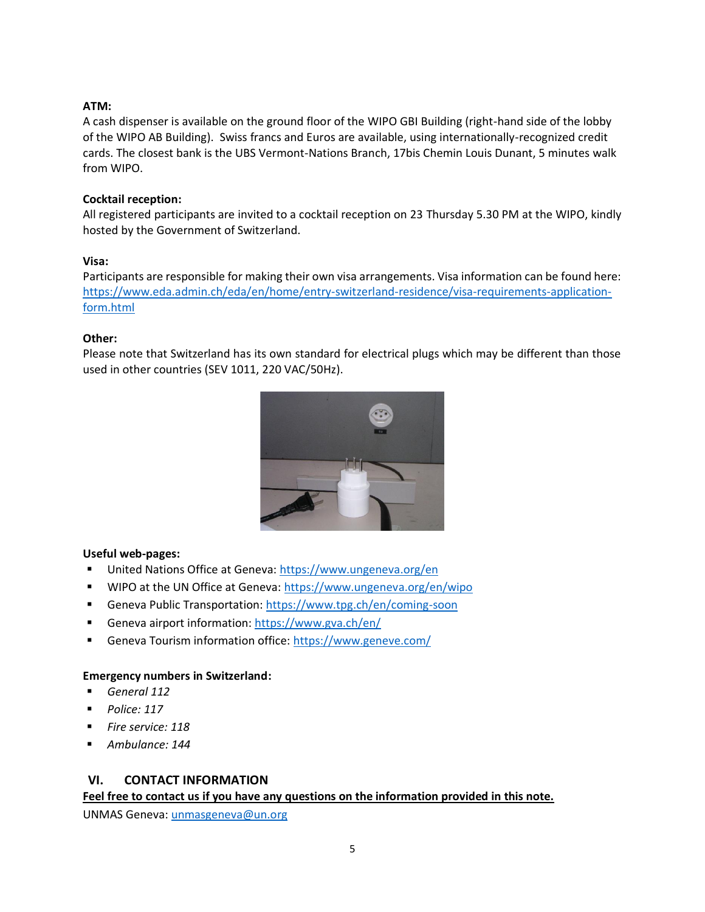**ATM:**
A cash dispenser is available on the ground floor of the WIPO GBI Building (right-hand side of the lobby of the WIPO AB Building). Swiss francs and Euros are available, using internationally-recognized credit cards. The closest bank is the UBS Vermont-Nations Branch, 17bis Chemin Louis Dunant, 5 minutes walk from WIPO.

**Cocktail reception:**
All registered participants are invited to a cocktail reception on 23 Thursday 5.30 PM at the WIPO, kindly hosted by the Government of Switzerland.

**Visa:**
Participants are responsible for making their own visa arrangements. Visa information can be found here: [https://www.eda.admin.ch/eda/en/home/entry-switzerland-residence/visa-requirements-application-form.html](https://www.eda.admin.ch/eda/en/home/entry-switzerland-residence/visa-requirements-application-form.html)

**Other:**
Please note that Switzerland has its own standard for electrical plugs which may be different than those used in other countries (SEV 1011, 220 VAC/50Hz).

**Useful web-pages:**

- United Nations Office at Geneva: [https://www.ungeneva.org/en](https://www.ungeneva.org/en)
- WIPO at the UN Office at Geneva: [https://www.ungeneva.org/en/wipo](https://www.ungeneva.org/en/wipo)
- Geneva Public Transportation: [https://www.tpg.ch/en/coming-soon](https://www.tpg.ch/en/coming-soon)
- Geneva airport information: [https://www.gva.ch/en/](https://www.gva.ch/en/)
- Geneva Tourism information office: [https://www.geneve.com/](https://www.geneve.com/)

**Emergency numbers in Switzerland:**

- *General 112*
- *Police: 117*
- *Fire service: 118*
- *Ambulance: 144*

## VI. CONTACT INFORMATION

**Feel free to contact us if you have any questions on the information provided in this note.**

UNMAS Geneva: [unmasgeneva@un.org](mailto:unmasgeneva@un.org)